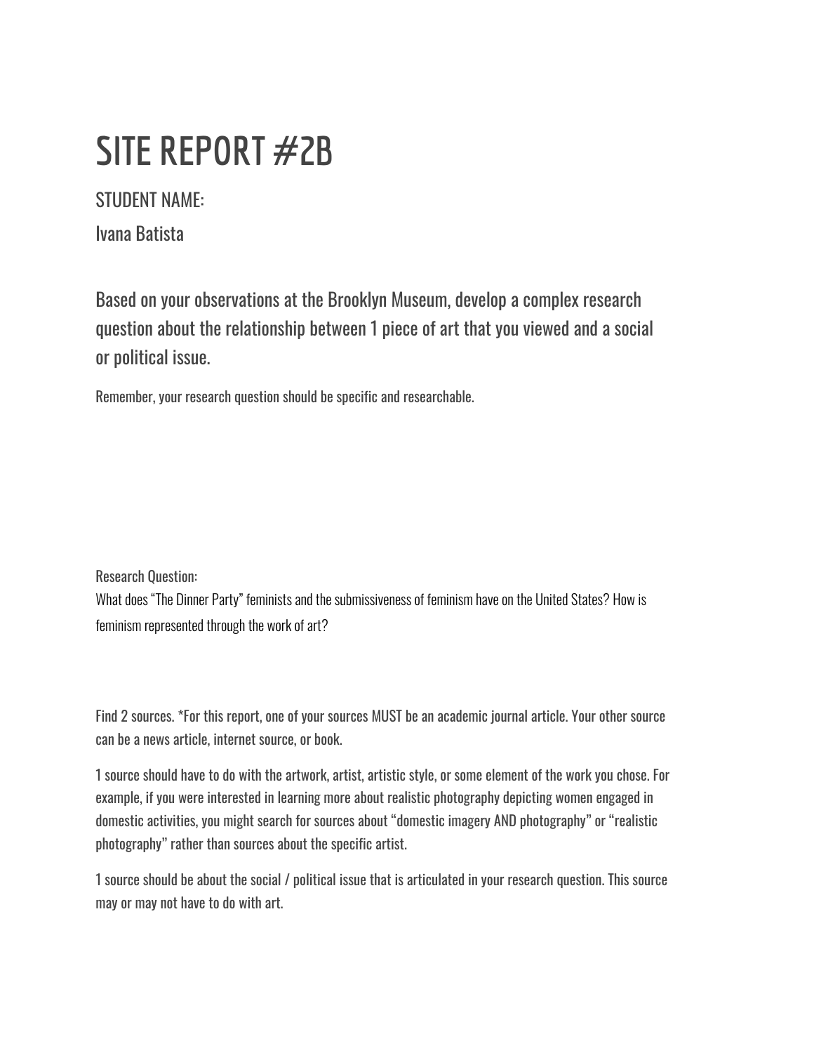# SITE REPORT #2B

STUDENT NAME:

Ivana Batista

Based on your observations at the Brooklyn Museum, develop a complex research question about the relationship between 1 piece of art that you viewed and a social or political issue.

Remember, your research question should be specific and researchable.

Research Question:

What does "The Dinner Party" feminists and the submissiveness of feminism have on the United States? How is feminism represented through the work of art?

Find 2 sources. *For this report, one of your sources MUST be an academic journal article. Your other source can be a news article, internet source, or book.

1 source should have to do with the artwork, artist, artistic style, or some element of the work you chose. For example, if you were interested in learning more about realistic photography depicting women engaged in domestic activities, you might search for sources about "domestic imagery AND photography" or "realistic photography" rather than sources about the specific artist.

1 source should be about the social / political issue that is articulated in your research question. This source may or may not have to do with art.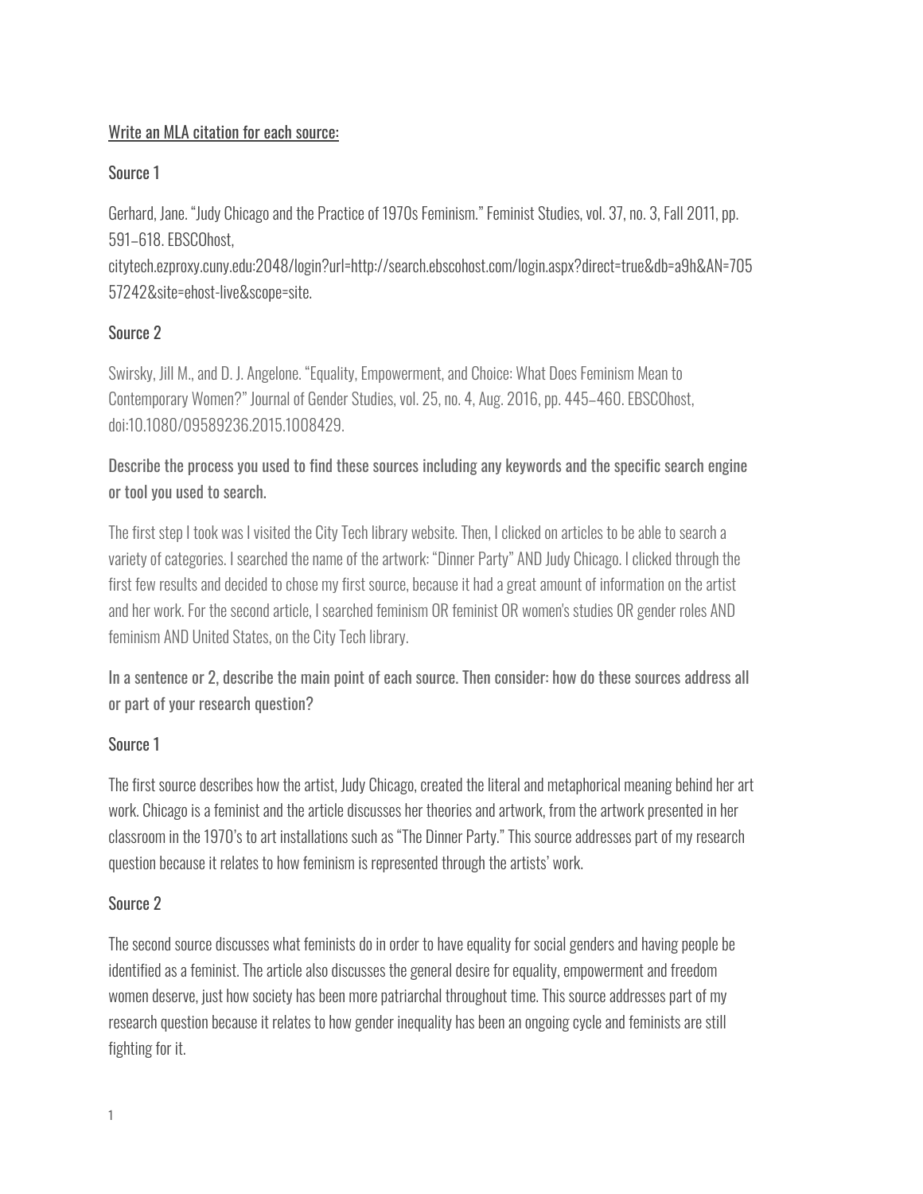Write an MLA citation for each source:

Source 1

Gerhard, Jane. “Judy Chicago and the Practice of 1970s Feminism.” Feminist Studies, vol. 37, no. 3, Fall 2011, pp. 591–618. EBSCOhost, citytech.ezproxy.cuny.edu:2048/login?url=http://search.ebscohost.com/login.aspx?direct=true&db=a9h&AN=70557242&site=ehost-live&scope=site.

Source 2

Swirsky, Jill M., and D. J. Angelone. “Equality, Empowerment, and Choice: What Does Feminism Mean to Contemporary Women?” Journal of Gender Studies, vol. 25, no. 4, Aug. 2016, pp. 445–460. EBSCOhost, doi:10.1080/09589236.2015.1008429.

Describe the process you used to find these sources including any keywords and the specific search engine or tool you used to search.

The first step I took was I visited the City Tech library website. Then, I clicked on articles to be able to search a variety of categories. I searched the name of the artwork: “Dinner Party” AND Judy Chicago. I clicked through the first few results and decided to chose my first source, because it had a great amount of information on the artist and her work. For the second article, I searched feminism OR feminist OR women's studies OR gender roles AND feminism AND United States, on the City Tech library.

In a sentence or 2, describe the main point of each source. Then consider: how do these sources address all or part of your research question?

Source 1

The first source describes how the artist, Judy Chicago, created the literal and metaphorical meaning behind her art work. Chicago is a feminist and the article discusses her theories and artwork, from the artwork presented in her classroom in the 1970’s to art installations such as “The Dinner Party.” This source addresses part of my research question because it relates to how feminism is represented through the artists’ work.

Source 2

The second source discusses what feminists do in order to have equality for social genders and having people be identified as a feminist. The article also discusses the general desire for equality, empowerment and freedom women deserve, just how society has been more patriarchal throughout time. This source addresses part of my research question because it relates to how gender inequality has been an ongoing cycle and feminists are still fighting for it.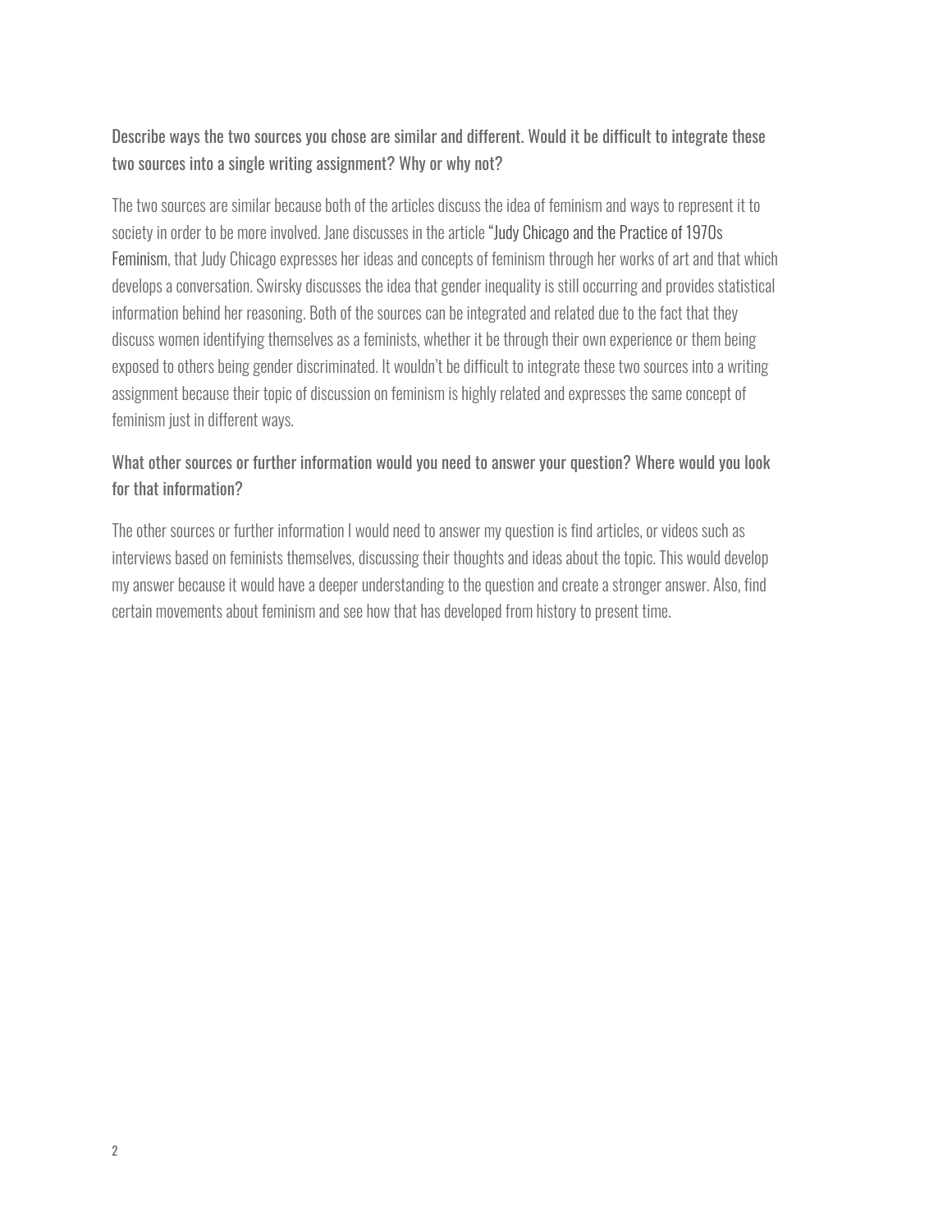## Describe ways the two sources you chose are similar and different. Would it be difficult to integrate these two sources into a single writing assignment? Why or why not?

The two sources are similar because both of the articles discuss the idea of feminism and ways to represent it to society in order to be more involved. Jane discusses in the article "Judy Chicago and the Practice of 1970s Feminism, that Judy Chicago expresses her ideas and concepts of feminism through her works of art and that which develops a conversation. Swirsky discusses the idea that gender inequality is still occurring and provides statistical information behind her reasoning. Both of the sources can be integrated and related due to the fact that they discuss women identifying themselves as a feminists, whether it be through their own experience or them being exposed to others being gender discriminated. It wouldn't be difficult to integrate these two sources into a writing assignment because their topic of discussion on feminism is highly related and expresses the same concept of feminism just in different ways.

## What other sources or further information would you need to answer your question? Where would you look for that information?

The other sources or further information I would need to answer my question is find articles, or videos such as interviews based on feminists themselves, discussing their thoughts and ideas about the topic. This would develop my answer because it would have a deeper understanding to the question and create a stronger answer. Also, find certain movements about feminism and see how that has developed from history to present time.